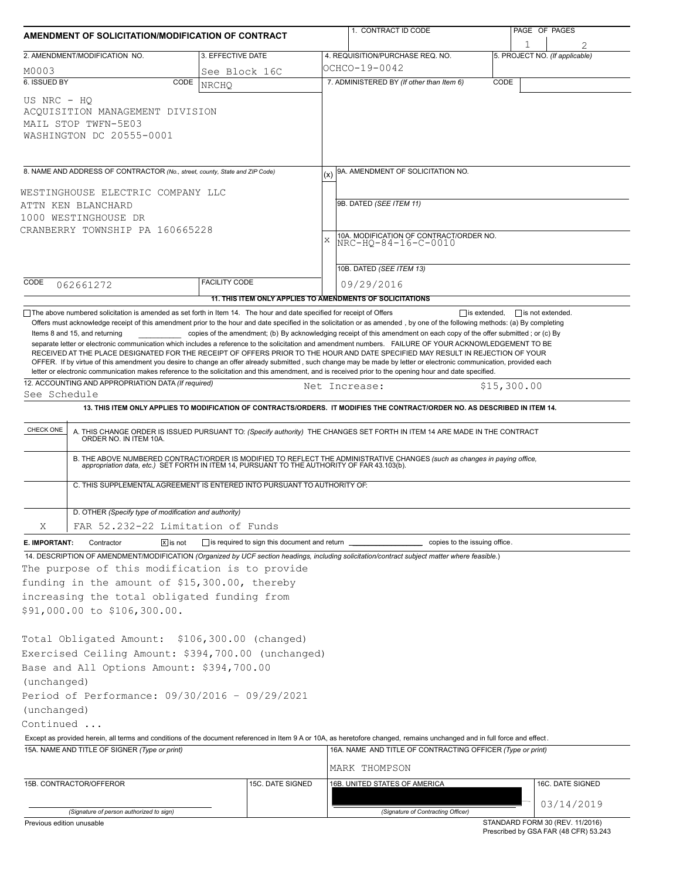# AMENDMENT OF SOLICITATION/MODIFICATION OF CONTRACT

| 1. CONTRACT ID CODE | PAGE OF PAGES |
|---|---|
| | 1 2 |

| 2. AMENDMENT/MODIFICATION NO. | 3. EFFECTIVE DATE | 4. REQUISITION/PURCHASE REQ. NO. | 5. PROJECT NO. (If applicable) |
|---|---|---|---|
| M0003 | See Block 16C | OCHCO-19-0042 | |

**6. ISSUED BY** CODE NRCHQ

US NRC - HQ
ACQUISITION MANAGEMENT DIVISION
MAIL STOP TWFN-5E03
WASHINGTON DC 20555-0001

**7. ADMINISTERED BY** *(If other than Item 6)* CODE

**8. NAME AND ADDRESS OF CONTRACTOR** *(No., street, county, State and ZIP Code)*

WESTINGHOUSE ELECTRIC COMPANY LLC
ATTN KEN BLANCHARD
1000 WESTINGHOUSE DR
CRANBERRY TOWNSHIP PA 160665228

CODE 062661272 FACILITY CODE

(x) 9A. AMENDMENT OF SOLICITATION NO.

9B. DATED *(SEE ITEM 11)*

X 10A. MODIFICATION OF CONTRACT/ORDER NO. NRC-HQ-84-16-C-0010

10B. DATED *(SEE ITEM 13)* 09/29/2016

**11. THIS ITEM ONLY APPLIES TO AMENDMENTS OF SOLICITATIONS**

☐ The above numbered solicitation is amended as set forth in Item 14. The hour and date specified for receipt of Offers ☐ is extended, ☐ is not extended.
Offers must acknowledge receipt of this amendment prior to the hour and date specified in the solicitation or as amended , by one of the following methods: (a) By completing Items 8 and 15, and returning __________ copies of the amendment; (b) By acknowledging receipt of this amendment on each copy of the offer submitted ; or (c) By separate letter or electronic communication which includes a reference to the solicitation and amendment numbers. FAILURE OF YOUR ACKNOWLEDGEMENT TO BE RECEIVED AT THE PLACE DESIGNATED FOR THE RECEIPT OF OFFERS PRIOR TO THE HOUR AND DATE SPECIFIED MAY RESULT IN REJECTION OF YOUR OFFER. If by virtue of this amendment you desire to change an offer already submitted , such change may be made by letter or electronic communication, provided each letter or electronic communication makes reference to the solicitation and this amendment, and is received prior to the opening hour and date specified.

**12. ACCOUNTING AND APPROPRIATION DATA** *(If required)*
See Schedule Net Increase: $15,300.00

**13. THIS ITEM ONLY APPLIES TO MODIFICATION OF CONTRACTS/ORDERS. IT MODIFIES THE CONTRACT/ORDER NO. AS DESCRIBED IN ITEM 14.**

| CHECK ONE | |
|---|---|
| | A. THIS CHANGE ORDER IS ISSUED PURSUANT TO: *(Specify authority)* THE CHANGES SET FORTH IN ITEM 14 ARE MADE IN THE CONTRACT ORDER NO. IN ITEM 10A. |
| | B. THE ABOVE NUMBERED CONTRACT/ORDER IS MODIFIED TO REFLECT THE ADMINISTRATIVE CHANGES *(such as changes in paying office, appropriation data, etc.)* SET FORTH IN ITEM 14, PURSUANT TO THE AUTHORITY OF FAR 43.103(b). |
| | C. THIS SUPPLEMENTAL AGREEMENT IS ENTERED INTO PURSUANT TO AUTHORITY OF: |
| X | D. OTHER *(Specify type of modification and authority)* FAR 52.232-22 Limitation of Funds |

**E. IMPORTANT:** Contractor ☒ is not ☐ is required to sign this document and return __________ copies to the issuing office.

**14. DESCRIPTION OF AMENDMENT/MODIFICATION** *(Organized by UCF section headings, including solicitation/contract subject matter where feasible.)*

The purpose of this modification is to provide funding in the amount of $15,300.00, thereby increasing the total obligated funding from $91,000.00 to $106,300.00.

Total Obligated Amount: $106,300.00 (changed)
Exercised Ceiling Amount: $394,700.00 (unchanged)
Base and All Options Amount: $394,700.00 (unchanged)
Period of Performance: 09/30/2016 - 09/29/2021 (unchanged)
Continued ...

Except as provided herein, all terms and conditions of the document referenced in Item 9 A or 10A, as heretofore changed, remains unchanged and in full force and effect.

| 15A. NAME AND TITLE OF SIGNER (Type or print) | | 16A. NAME AND TITLE OF CONTRACTING OFFICER (Type or print) | |
|---|---|---|---|
| | | MARK THOMPSON | |
| **15B. CONTRACTOR/OFFEROR** | **15C. DATE SIGNED** | **16B. UNITED STATES OF AMERICA** | **16C. DATE SIGNED** |
| *(Signature of person authorized to sign)* | | *(Signature of Contracting Officer)* | 03/14/2019 |

Previous edition unusable

STANDARD FORM 30 (REV. 11/2016)
Prescribed by GSA FAR (48 CFR) 53.243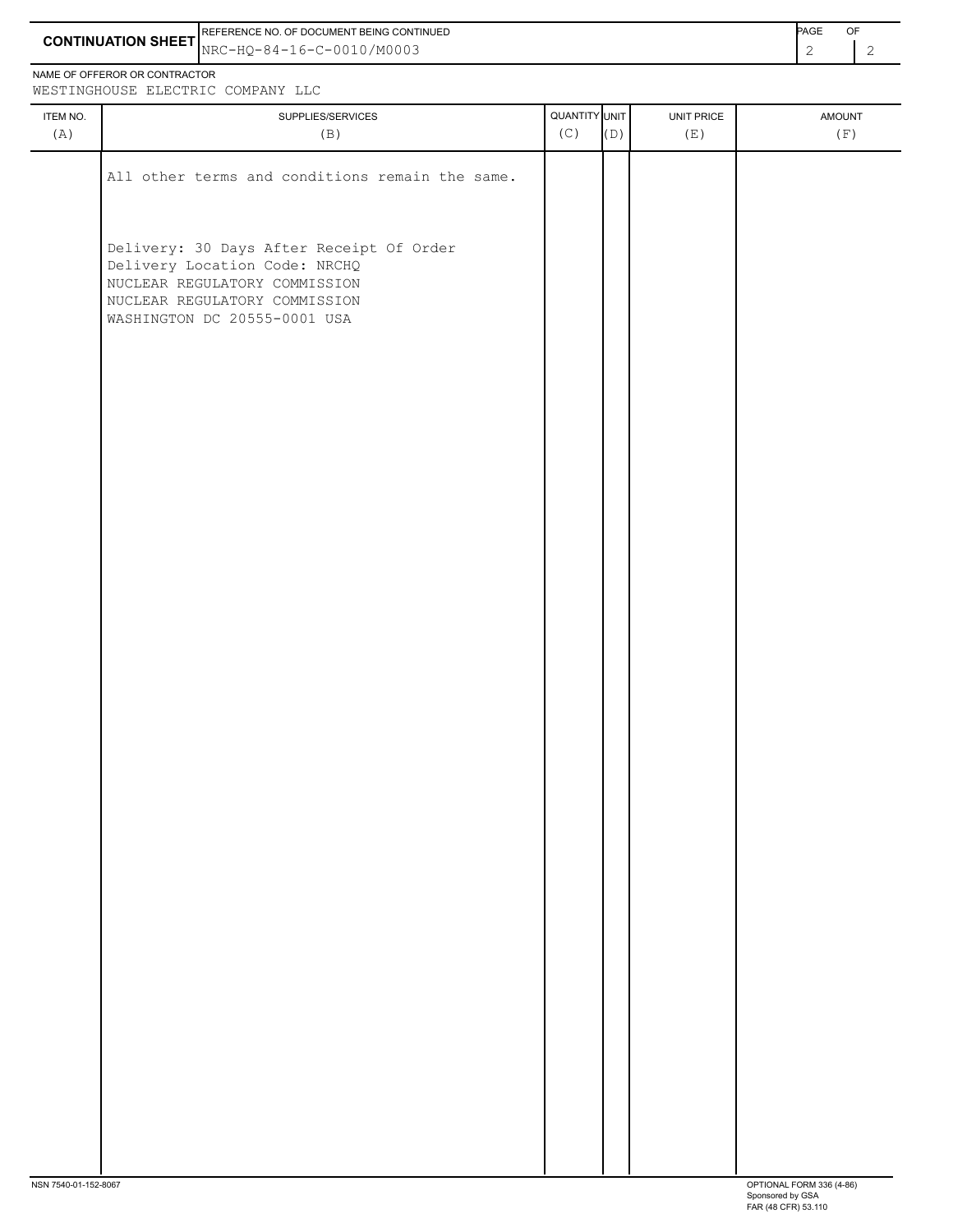**CONTINUATION SHEET**

REFERENCE NO. OF DOCUMENT BEING CONTINUED
NRC-HQ-84-16-C-0010/M0003

NAME OF OFFEROR OR CONTRACTOR
WESTINGHOUSE ELECTRIC COMPANY LLC

| ITEM NO. (A) | SUPPLIES/SERVICES (B) | QUANTITY (C) | UNIT (D) | UNIT PRICE (E) | AMOUNT (F) |
|---|---|---|---|---|---|
| | All other terms and conditions remain the same. | | | | |
| | Delivery: 30 Days After Receipt Of Order<br>Delivery Location Code: NRCHQ<br>NUCLEAR REGULATORY COMMISSION<br>NUCLEAR REGULATORY COMMISSION<br>WASHINGTON DC 20555-0001 USA | | | | |

NSN 7540-01-152-8067

OPTIONAL FORM 336 (4-86)
Sponsored by GSA
FAR (48 CFR) 53.110